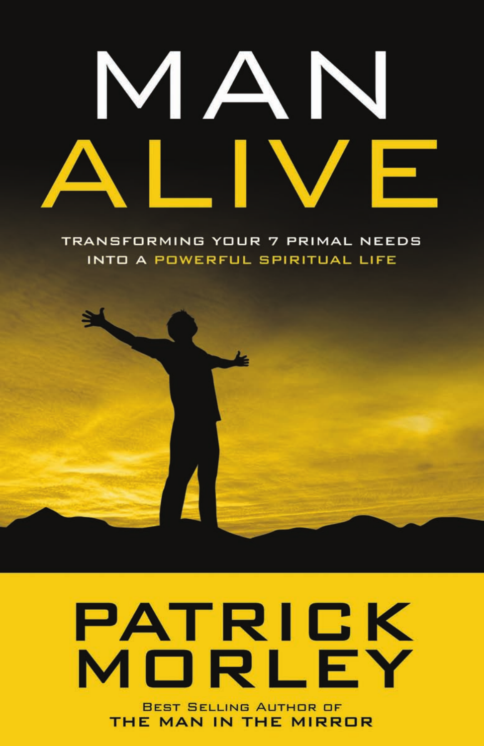# MAN ALIVE

TRANSFORMING YOUR 7 PRIMAL NEEDS INTO A POWERFUL SPIRITUAL LIFE

## PATRICK MORLEY

BEST SELLING AUTHOR OF
THE MAN IN THE MIRROR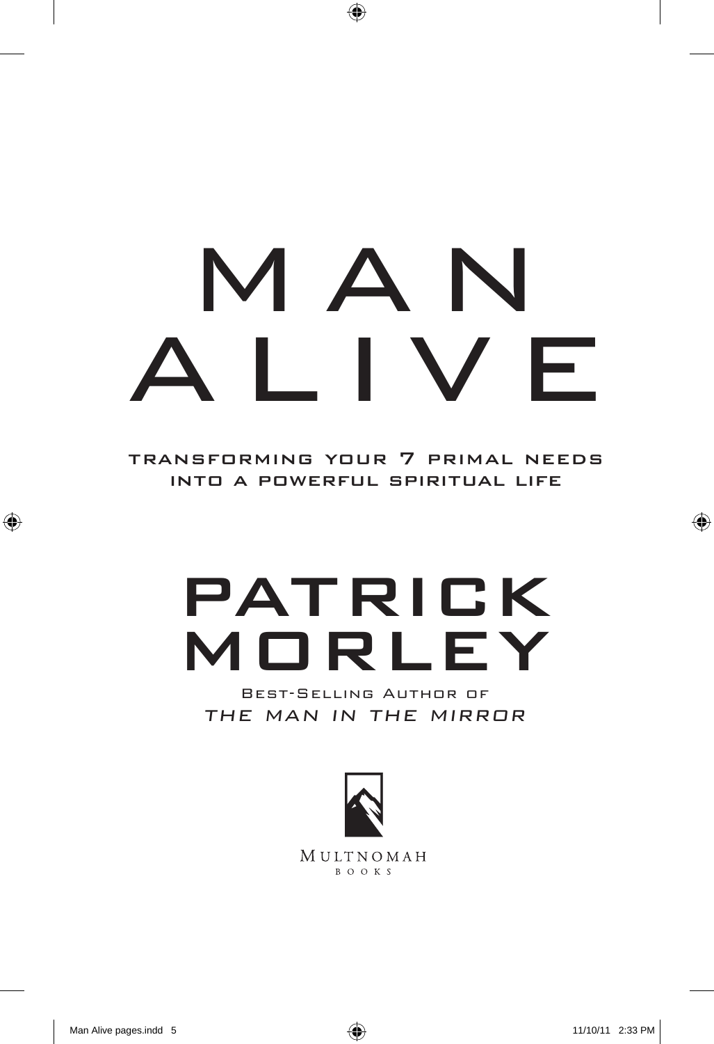# MAN ALIVE

TRANSFORMING YOUR 7 PRIMAL NEEDS INTO A POWERFUL SPIRITUAL LIFE

## PATRICK MORLEY

BEST-SELLING AUTHOR OF *THE MAN IN THE MIRROR*

MULTNOMAH BOOKS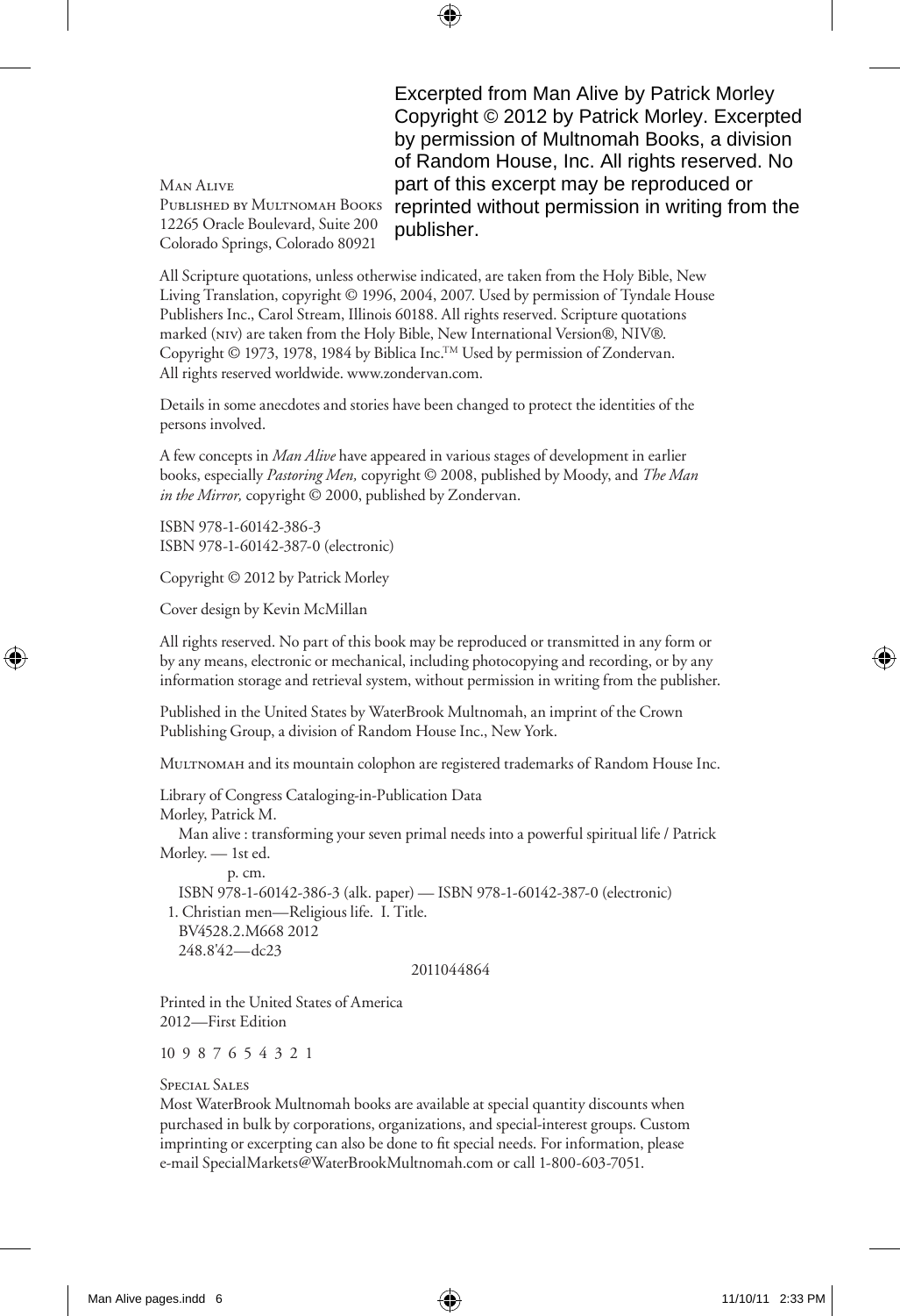Excerpted from Man Alive by Patrick Morley Copyright © 2012 by Patrick Morley. Excerpted by permission of Multnomah Books, a division of Random House, Inc. All rights reserved. No part of this excerpt may be reproduced or reprinted without permission in writing from the publisher.

Man Alive
Published by Multnomah Books
12265 Oracle Boulevard, Suite 200
Colorado Springs, Colorado 80921

All Scripture quotations, unless otherwise indicated, are taken from the Holy Bible, New Living Translation, copyright © 1996, 2004, 2007. Used by permission of Tyndale House Publishers Inc., Carol Stream, Illinois 60188. All rights reserved. Scripture quotations marked (NIV) are taken from the Holy Bible, New International Version®, NIV®. Copyright © 1973, 1978, 1984 by Biblica Inc.™ Used by permission of Zondervan. All rights reserved worldwide. www.zondervan.com.

Details in some anecdotes and stories have been changed to protect the identities of the persons involved.

A few concepts in *Man Alive* have appeared in various stages of development in earlier books, especially *Pastoring Men,* copyright © 2008, published by Moody, and *The Man in the Mirror,* copyright © 2000, published by Zondervan.

ISBN 978-1-60142-386-3
ISBN 978-1-60142-387-0 (electronic)

Copyright © 2012 by Patrick Morley

Cover design by Kevin McMillan

All rights reserved. No part of this book may be reproduced or transmitted in any form or by any means, electronic or mechanical, including photocopying and recording, or by any information storage and retrieval system, without permission in writing from the publisher.

Published in the United States by WaterBrook Multnomah, an imprint of the Crown Publishing Group, a division of Random House Inc., New York.

Multnomah and its mountain colophon are registered trademarks of Random House Inc.

Library of Congress Cataloging-in-Publication Data
Morley, Patrick M.
Man alive : transforming your seven primal needs into a powerful spiritual life / Patrick Morley. — 1st ed.
p. cm.
ISBN 978-1-60142-386-3 (alk. paper) — ISBN 978-1-60142-387-0 (electronic)
1. Christian men—Religious life. I. Title.
BV4528.2.M668 2012
248.8'42—dc23
2011044864

Printed in the United States of America
2012—First Edition

10 9 8 7 6 5 4 3 2 1

Special Sales
Most WaterBrook Multnomah books are available at special quantity discounts when purchased in bulk by corporations, organizations, and special-interest groups. Custom imprinting or excerpting can also be done to fit special needs. For information, please e-mail SpecialMarkets@WaterBrookMultnomah.com or call 1-800-603-7051.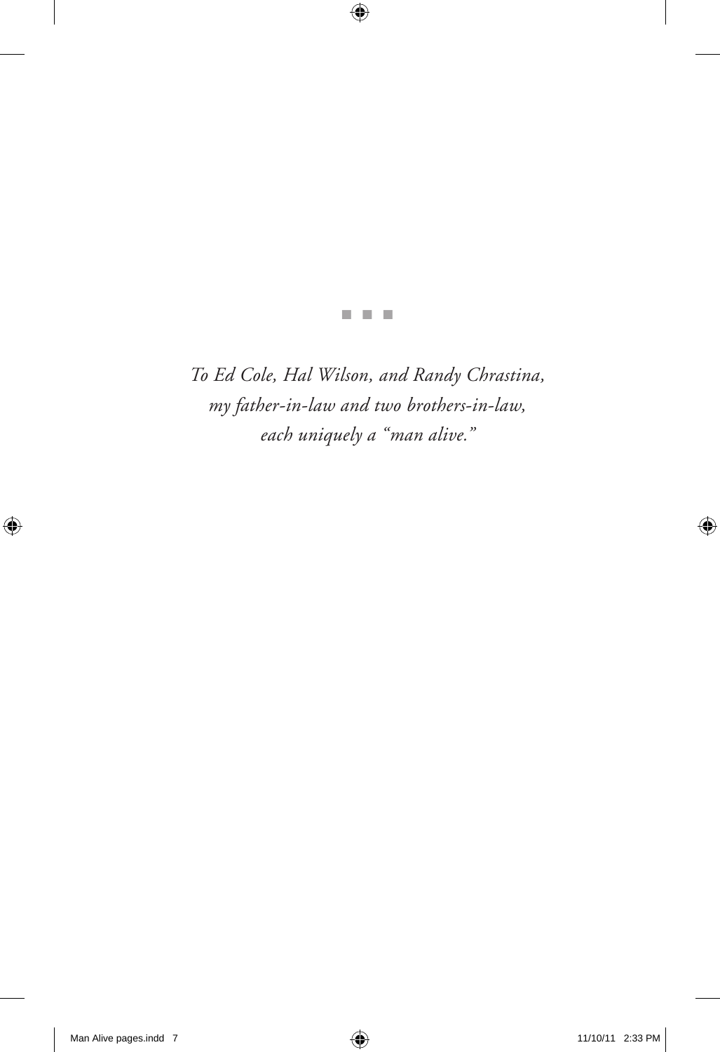*To Ed Cole, Hal Wilson, and Randy Chrastina,*
*my father-in-law and two brothers-in-law,*
*each uniquely a "man alive."*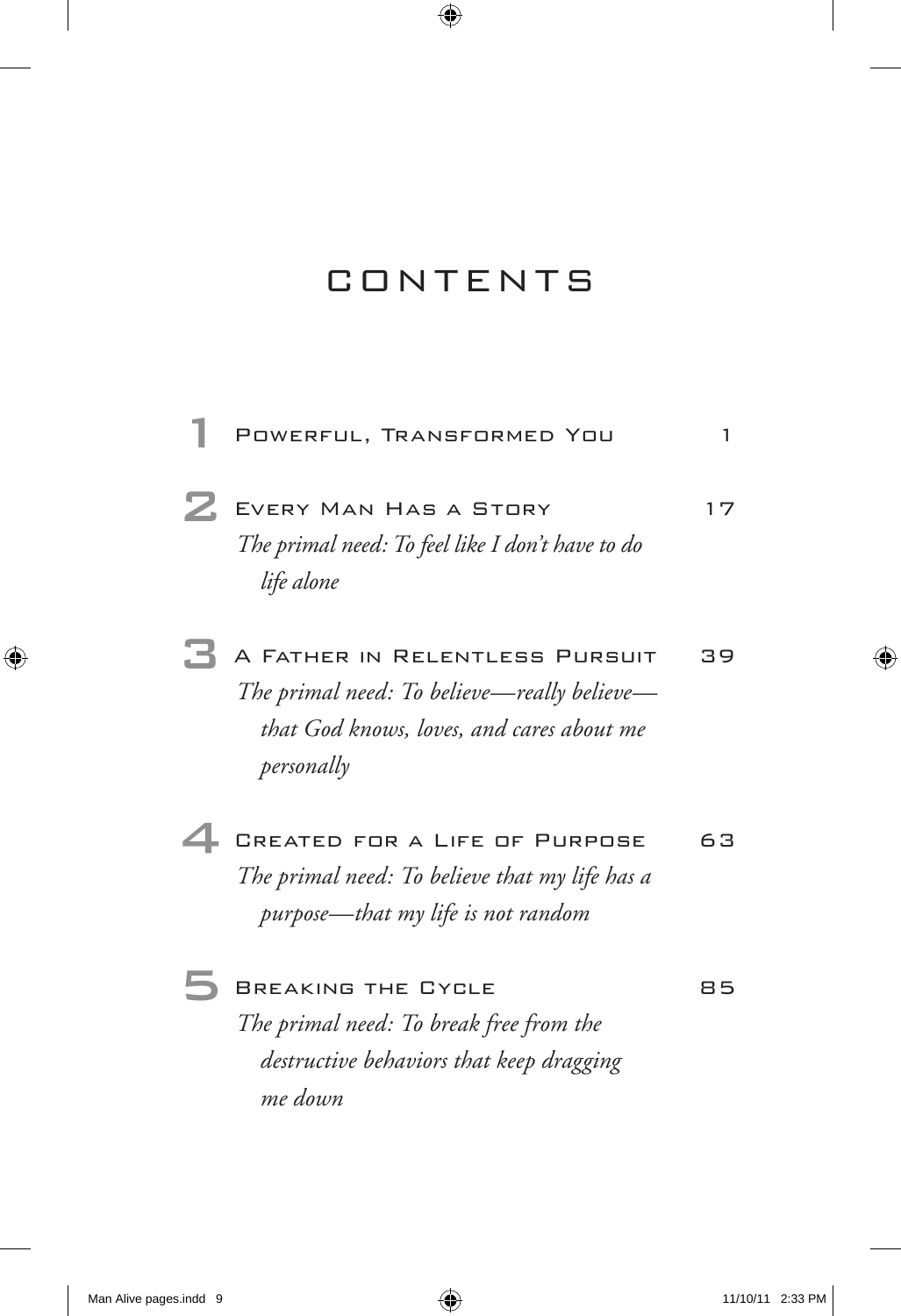# CONTENTS

1 Powerful, Transformed You — 1

2 Every Man Has a Story — 17
*The primal need: To feel like I don't have to do life alone*

3 A Father in Relentless Pursuit — 39
*The primal need: To believe—really believe—that God knows, loves, and cares about me personally*

4 Created for a Life of Purpose — 63
*The primal need: To believe that my life has a purpose—that my life is not random*

5 Breaking the Cycle — 85
*The primal need: To break free from the destructive behaviors that keep dragging me down*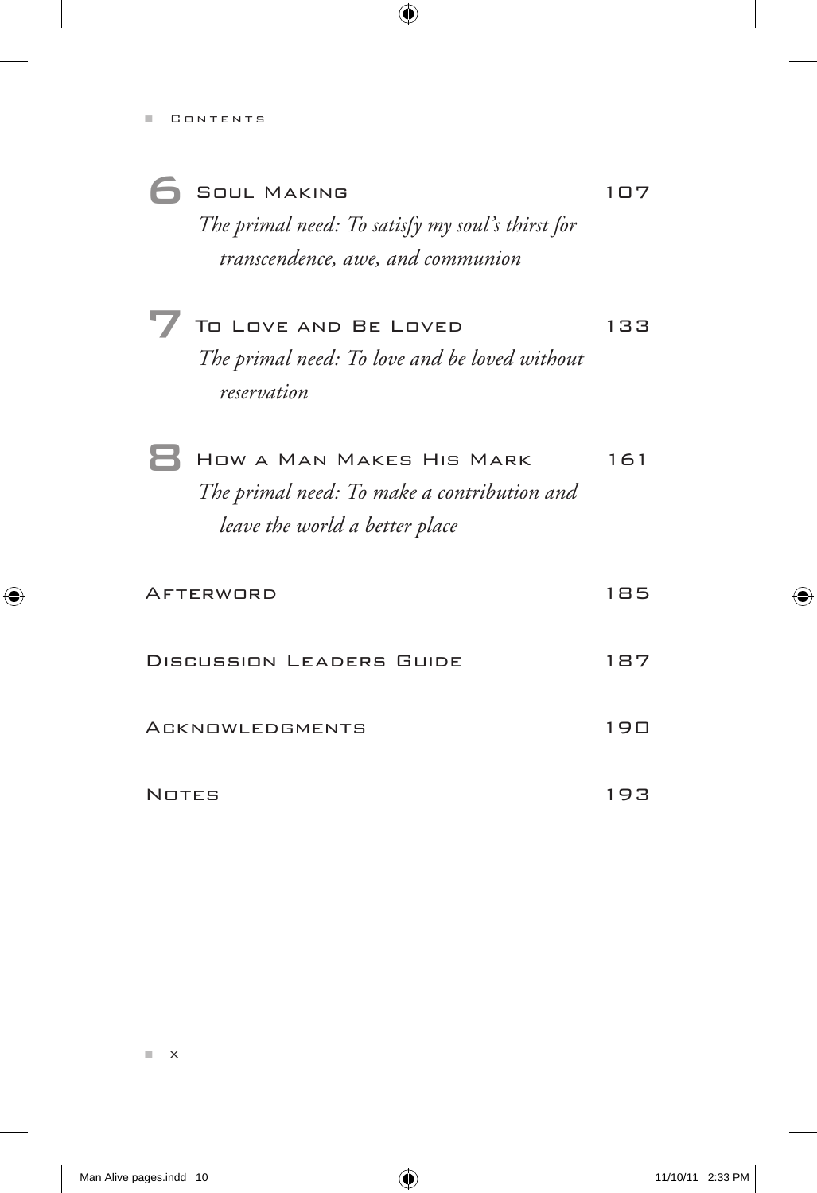**6** Soul Making — 107

*The primal need: To satisfy my soul's thirst for transcendence, awe, and communion*

**7** To Love and Be Loved — 133

*The primal need: To love and be loved without reservation*

**8** How a Man Makes His Mark — 161

*The primal need: To make a contribution and leave the world a better place*

Afterword — 185

Discussion Leaders Guide — 187

Acknowledgments — 190

Notes — 193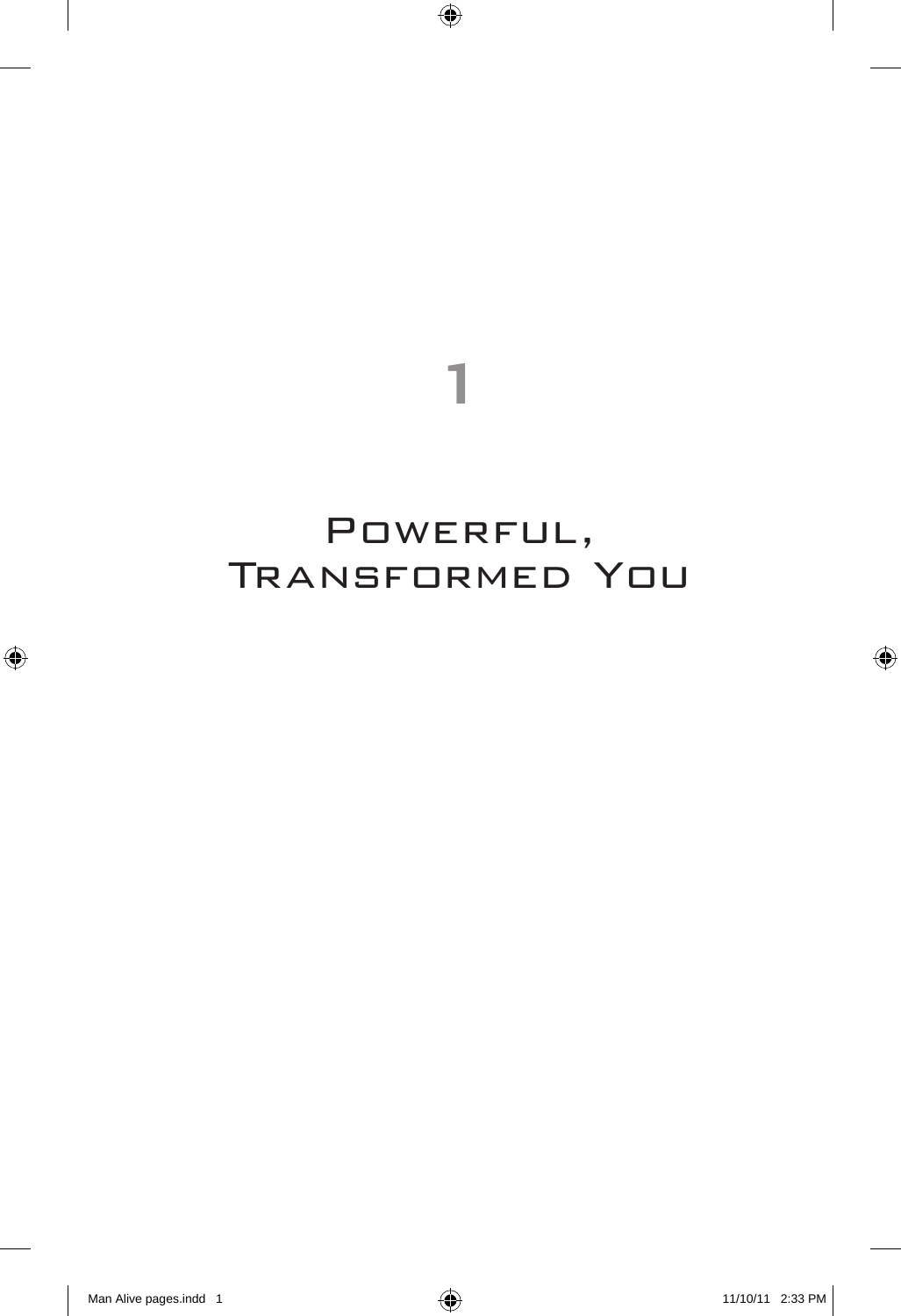# 1

# Powerful, Transformed You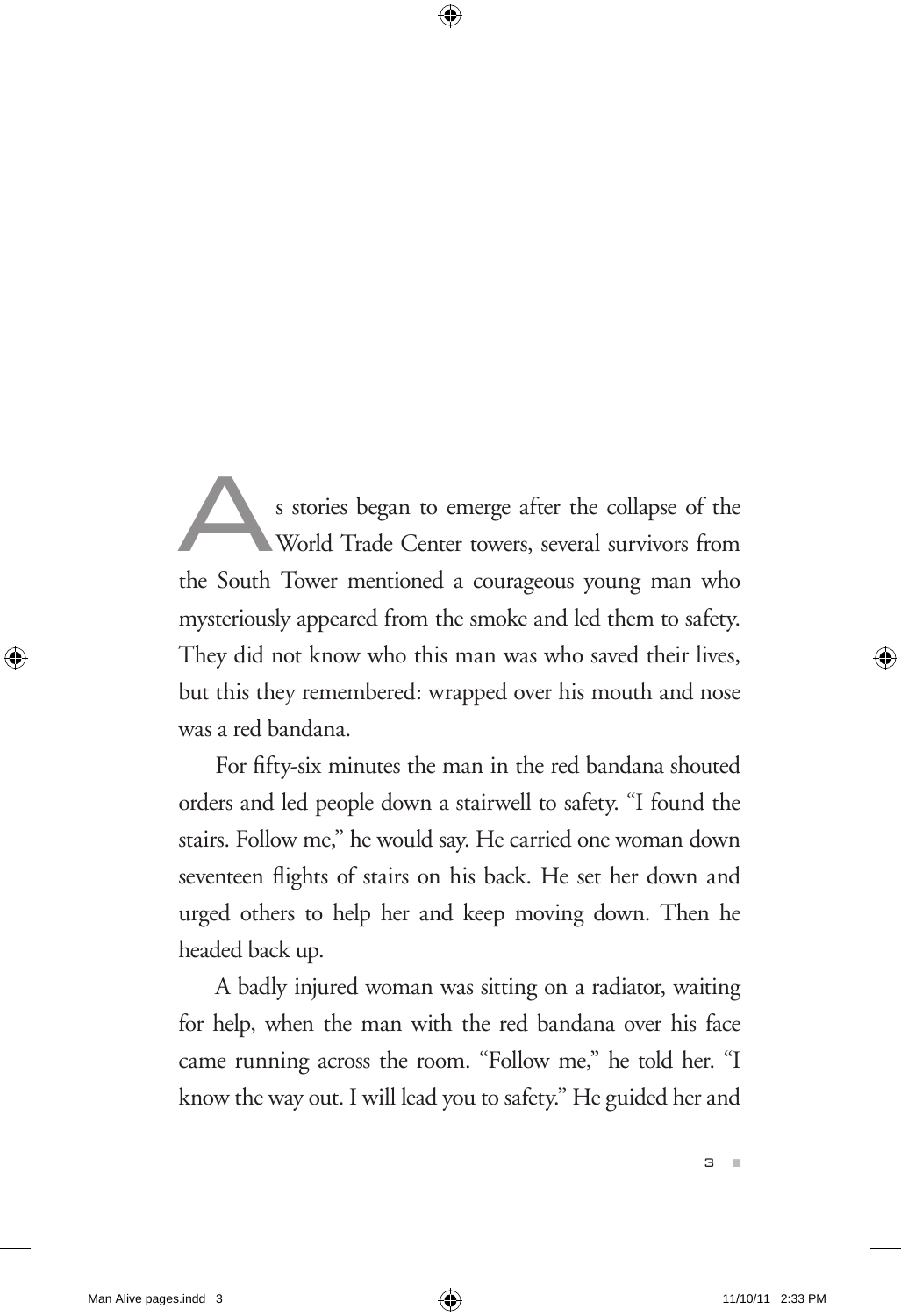As stories began to emerge after the collapse of the World Trade Center towers, several survivors from the South Tower mentioned a courageous young man who mysteriously appeared from the smoke and led them to safety. They did not know who this man was who saved their lives, but this they remembered: wrapped over his mouth and nose was a red bandana.

For fifty-six minutes the man in the red bandana shouted orders and led people down a stairwell to safety. "I found the stairs. Follow me," he would say. He carried one woman down seventeen flights of stairs on his back. He set her down and urged others to help her and keep moving down. Then he headed back up.

A badly injured woman was sitting on a radiator, waiting for help, when the man with the red bandana over his face came running across the room. "Follow me," he told her. "I know the way out. I will lead you to safety." He guided her and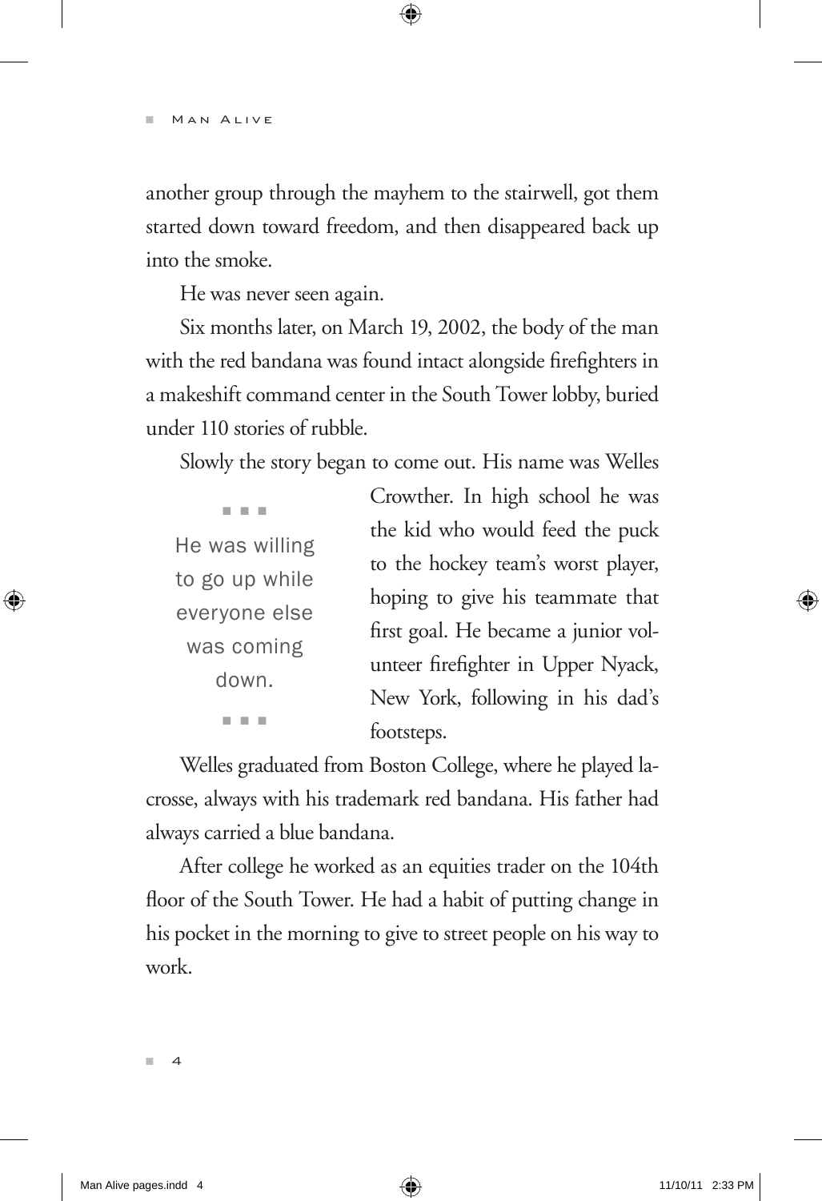another group through the mayhem to the stairwell, got them started down toward freedom, and then disappeared back up into the smoke.

He was never seen again.

Six months later, on March 19, 2002, the body of the man with the red bandana was found intact alongside firefighters in a makeshift command center in the South Tower lobby, buried under 110 stories of rubble.

Slowly the story began to come out. His name was Welles Crowther. In high school he was the kid who would feed the puck to the hockey team's worst player, hoping to give his teammate that first goal. He became a junior volunteer firefighter in Upper Nyack, New York, following in his dad's footsteps.

> He was willing to go up while everyone else was coming down.

Welles graduated from Boston College, where he played lacrosse, always with his trademark red bandana. His father had always carried a blue bandana.

After college he worked as an equities trader on the 104th floor of the South Tower. He had a habit of putting change in his pocket in the morning to give to street people on his way to work.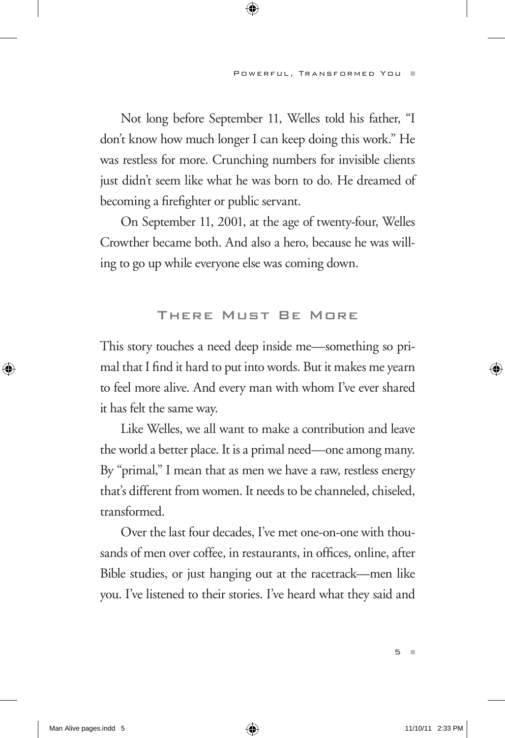Not long before September 11, Welles told his father, "I don't know how much longer I can keep doing this work." He was restless for more. Crunching numbers for invisible clients just didn't seem like what he was born to do. He dreamed of becoming a firefighter or public servant.

On September 11, 2001, at the age of twenty-four, Welles Crowther became both. And also a hero, because he was willing to go up while everyone else was coming down.

## There Must Be More

This story touches a need deep inside me—something so primal that I find it hard to put into words. But it makes me yearn to feel more alive. And every man with whom I've ever shared it has felt the same way.

Like Welles, we all want to make a contribution and leave the world a better place. It is a primal need—one among many. By "primal," I mean that as men we have a raw, restless energy that's different from women. It needs to be channeled, chiseled, transformed.

Over the last four decades, I've met one-on-one with thousands of men over coffee, in restaurants, in offices, online, after Bible studies, or just hanging out at the racetrack—men like you. I've listened to their stories. I've heard what they said and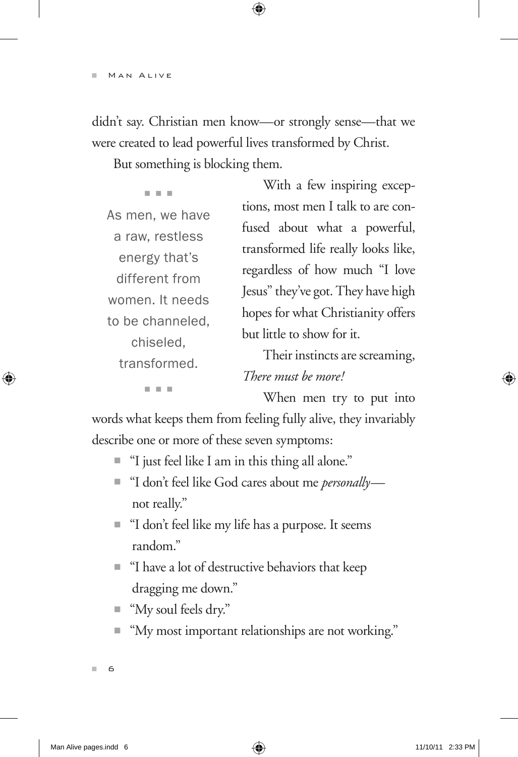didn't say. Christian men know—or strongly sense—that we were created to lead powerful lives transformed by Christ.

But something is blocking them.

> As men, we have a raw, restless energy that's different from women. It needs to be channeled, chiseled, transformed.

With a few inspiring exceptions, most men I talk to are confused about what a powerful, transformed life really looks like, regardless of how much "I love Jesus" they've got. They have high hopes for what Christianity offers but little to show for it.

Their instincts are screaming, *There must be more!*

When men try to put into words what keeps them from feeling fully alive, they invariably describe one or more of these seven symptoms:

- "I just feel like I am in this thing all alone."
- "I don't feel like God cares about me *personally*—not really."
- "I don't feel like my life has a purpose. It seems random."
- "I have a lot of destructive behaviors that keep dragging me down."
- "My soul feels dry."
- "My most important relationships are not working."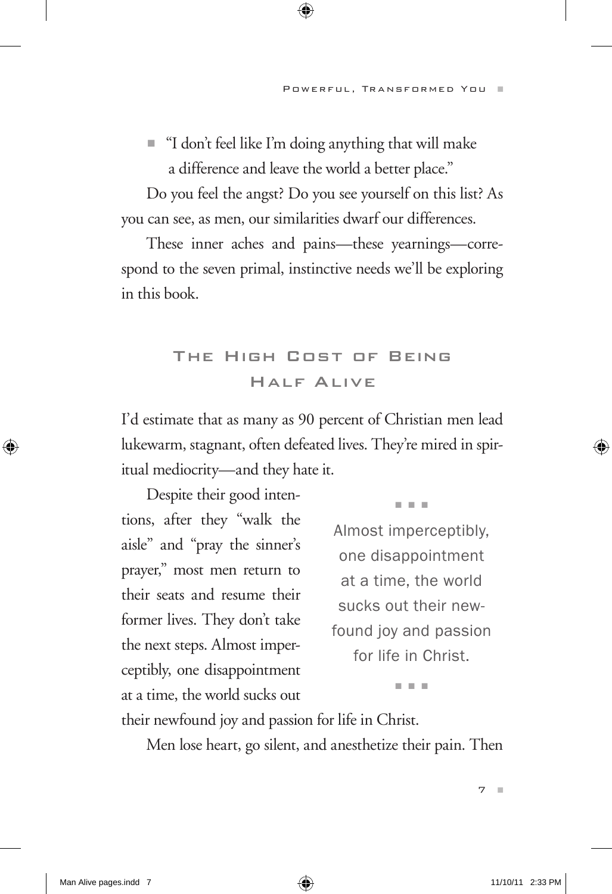- "I don't feel like I'm doing anything that will make a difference and leave the world a better place."

Do you feel the angst? Do you see yourself on this list? As you can see, as men, our similarities dwarf our differences.

These inner aches and pains—these yearnings—correspond to the seven primal, instinctive needs we'll be exploring in this book.

## The High Cost of Being Half Alive

I'd estimate that as many as 90 percent of Christian men lead lukewarm, stagnant, often defeated lives. They're mired in spiritual mediocrity—and they hate it.

Despite their good intentions, after they "walk the aisle" and "pray the sinner's prayer," most men return to their seats and resume their former lives. They don't take the next steps. Almost imperceptibly, one disappointment at a time, the world sucks out their newfound joy and passion for life in Christ.

> Almost imperceptibly, one disappointment at a time, the world sucks out their newfound joy and passion for life in Christ.

Men lose heart, go silent, and anesthetize their pain. Then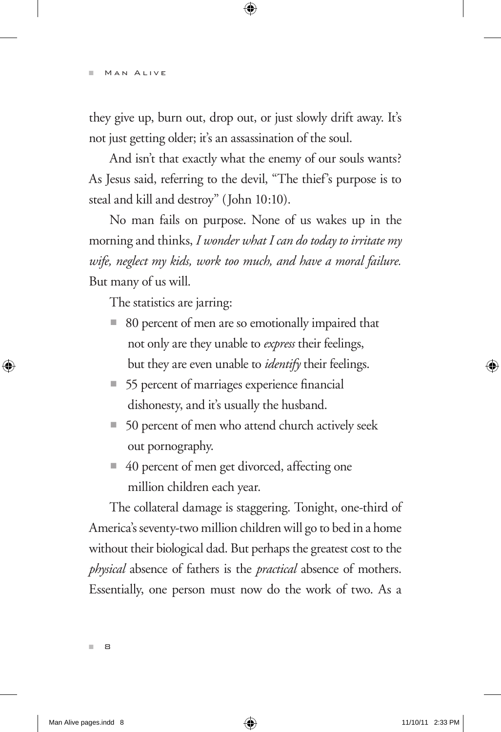they give up, burn out, drop out, or just slowly drift away. It's not just getting older; it's an assassination of the soul.

And isn't that exactly what the enemy of our souls wants? As Jesus said, referring to the devil, "The thief's purpose is to steal and kill and destroy" (John 10:10).

No man fails on purpose. None of us wakes up in the morning and thinks, *I wonder what I can do today to irritate my wife, neglect my kids, work too much, and have a moral failure.* But many of us will.

The statistics are jarring:

- 80 percent of men are so emotionally impaired that not only are they unable to *express* their feelings, but they are even unable to *identify* their feelings.
- 55 percent of marriages experience financial dishonesty, and it's usually the husband.
- 50 percent of men who attend church actively seek out pornography.
- 40 percent of men get divorced, affecting one million children each year.

The collateral damage is staggering. Tonight, one-third of America's seventy-two million children will go to bed in a home without their biological dad. But perhaps the greatest cost to the *physical* absence of fathers is the *practical* absence of mothers. Essentially, one person must now do the work of two. As a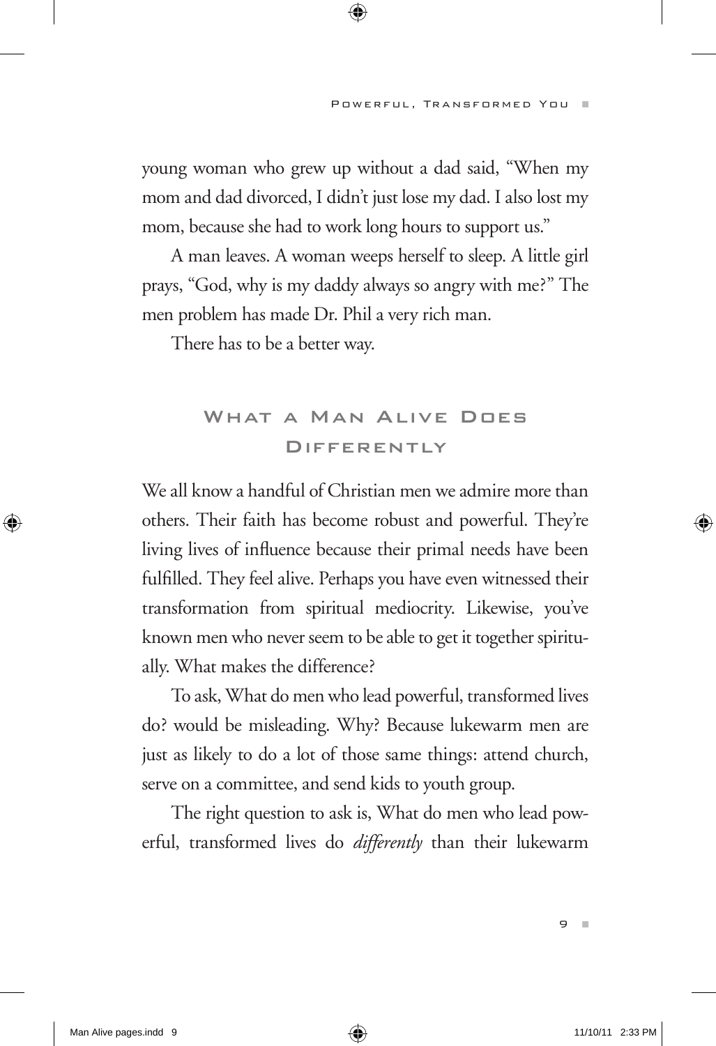young woman who grew up without a dad said, "When my mom and dad divorced, I didn't just lose my dad. I also lost my mom, because she had to work long hours to support us."

A man leaves. A woman weeps herself to sleep. A little girl prays, "God, why is my daddy always so angry with me?" The men problem has made Dr. Phil a very rich man.

There has to be a better way.

## What a Man Alive Does Differently

We all know a handful of Christian men we admire more than others. Their faith has become robust and powerful. They're living lives of influence because their primal needs have been fulfilled. They feel alive. Perhaps you have even witnessed their transformation from spiritual mediocrity. Likewise, you've known men who never seem to be able to get it together spiritually. What makes the difference?

To ask, What do men who lead powerful, transformed lives do? would be misleading. Why? Because lukewarm men are just as likely to do a lot of those same things: attend church, serve on a committee, and send kids to youth group.

The right question to ask is, What do men who lead powerful, transformed lives do *differently* than their lukewarm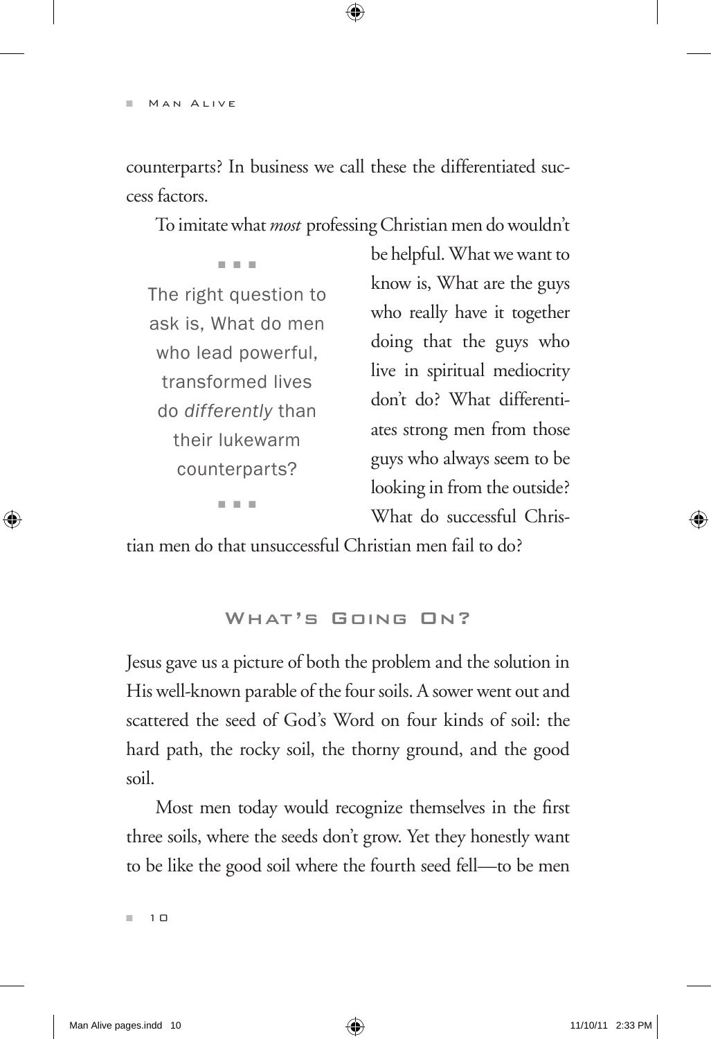counterparts? In business we call these the differentiated success factors.

To imitate what *most* professing Christian men do wouldn't be helpful. What we want to know is, What are the guys who really have it together doing that the guys who live in spiritual mediocrity don't do? What differentiates strong men from those guys who always seem to be looking in from the outside? What do successful Christian men do that unsuccessful Christian men fail to do?

> The right question to ask is, What do men who lead powerful, transformed lives do *differently* than their lukewarm counterparts?

## What's Going On?

Jesus gave us a picture of both the problem and the solution in His well-known parable of the four soils. A sower went out and scattered the seed of God's Word on four kinds of soil: the hard path, the rocky soil, the thorny ground, and the good soil.

Most men today would recognize themselves in the first three soils, where the seeds don't grow. Yet they honestly want to be like the good soil where the fourth seed fell—to be men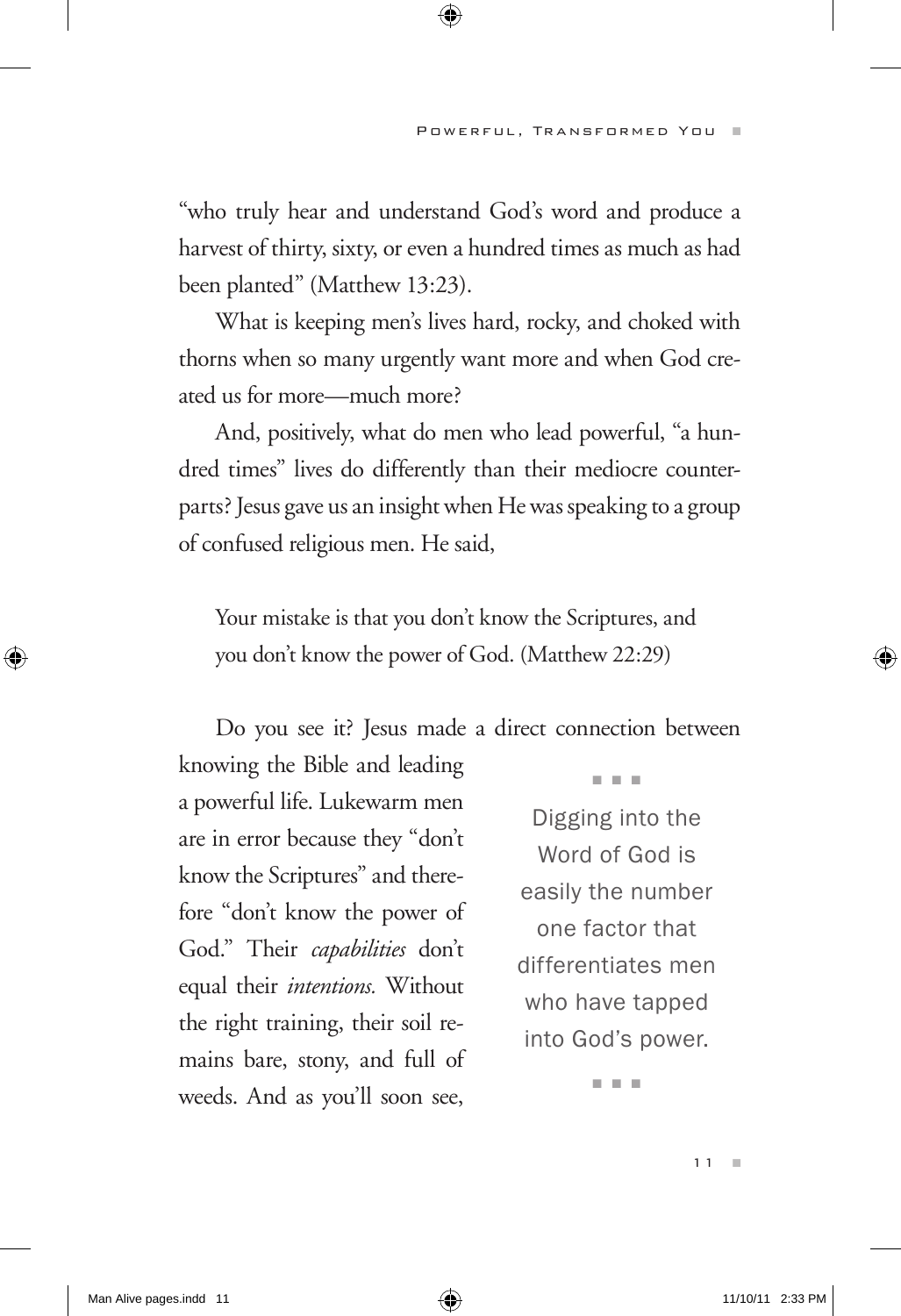"who truly hear and understand God's word and produce a harvest of thirty, sixty, or even a hundred times as much as had been planted" (Matthew 13:23).

What is keeping men's lives hard, rocky, and choked with thorns when so many urgently want more and when God created us for more—much more?

And, positively, what do men who lead powerful, "a hundred times" lives do differently than their mediocre counterparts? Jesus gave us an insight when He was speaking to a group of confused religious men. He said,

> Your mistake is that you don't know the Scriptures, and you don't know the power of God. (Matthew 22:29)

Do you see it? Jesus made a direct connection between knowing the Bible and leading a powerful life. Lukewarm men are in error because they "don't know the Scriptures" and therefore "don't know the power of God." Their *capabilities* don't equal their *intentions.* Without the right training, their soil remains bare, stony, and full of weeds. And as you'll soon see,

> Digging into the Word of God is easily the number one factor that differentiates men who have tapped into God's power.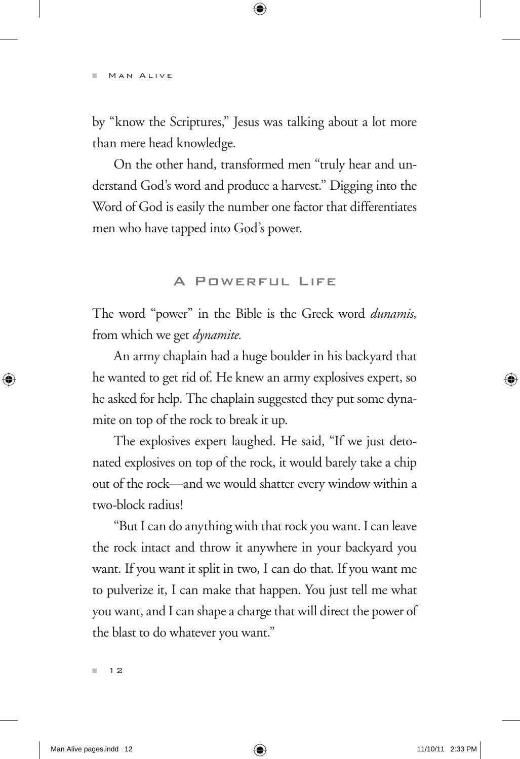by "know the Scriptures," Jesus was talking about a lot more than mere head knowledge.

On the other hand, transformed men "truly hear and understand God's word and produce a harvest." Digging into the Word of God is easily the number one factor that differentiates men who have tapped into God's power.

## A Powerful Life

The word "power" in the Bible is the Greek word *dunamis,* from which we get *dynamite.*

An army chaplain had a huge boulder in his backyard that he wanted to get rid of. He knew an army explosives expert, so he asked for help. The chaplain suggested they put some dynamite on top of the rock to break it up.

The explosives expert laughed. He said, "If we just detonated explosives on top of the rock, it would barely take a chip out of the rock—and we would shatter every window within a two-block radius!

"But I can do anything with that rock you want. I can leave the rock intact and throw it anywhere in your backyard you want. If you want it split in two, I can do that. If you want me to pulverize it, I can make that happen. You just tell me what you want, and I can shape a charge that will direct the power of the blast to do whatever you want."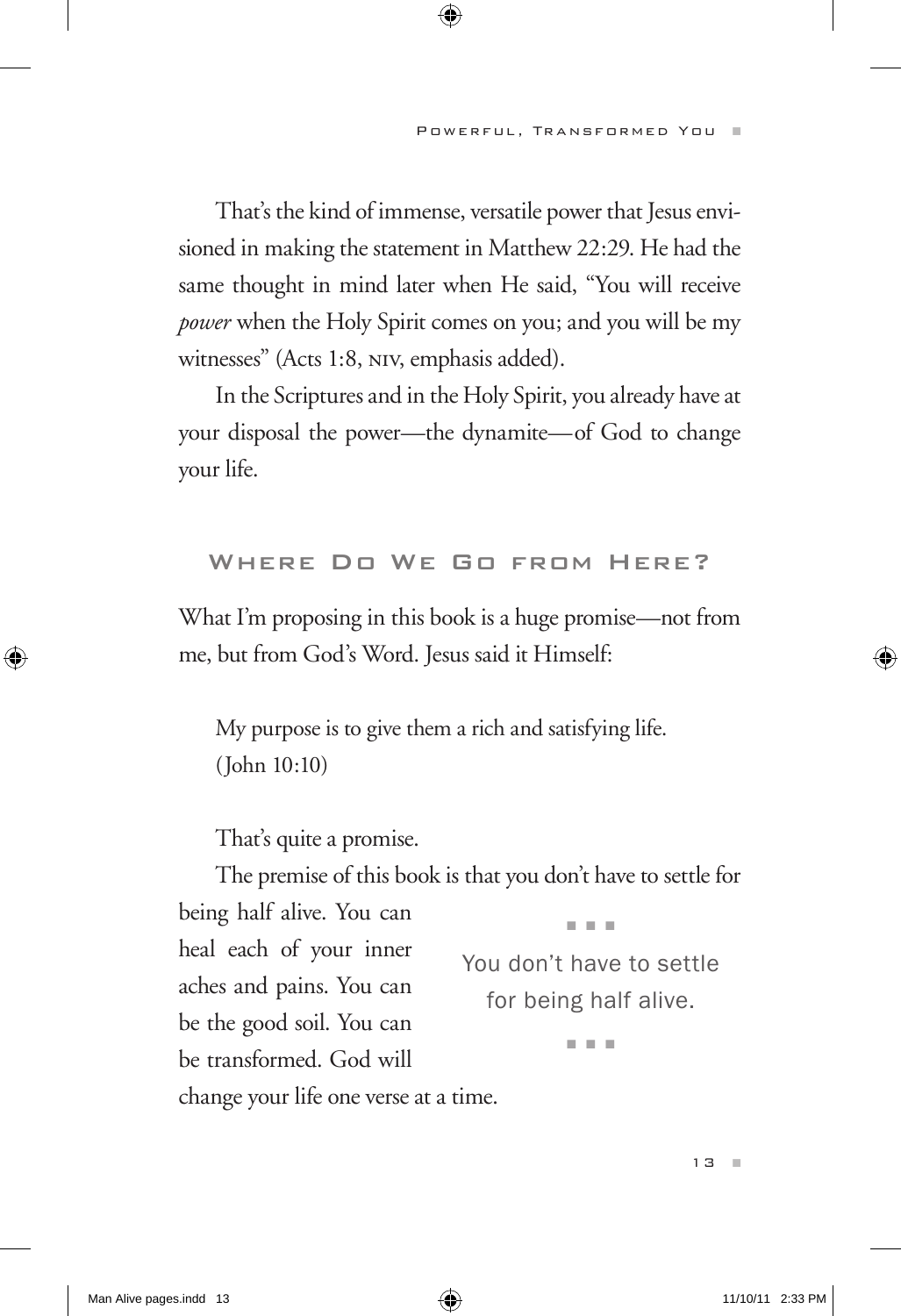That's the kind of immense, versatile power that Jesus envisioned in making the statement in Matthew 22:29. He had the same thought in mind later when He said, "You will receive *power* when the Holy Spirit comes on you; and you will be my witnesses" (Acts 1:8, NIV, emphasis added).

In the Scriptures and in the Holy Spirit, you already have at your disposal the power—the dynamite—of God to change your life.

## Where Do We Go from Here?

What I'm proposing in this book is a huge promise—not from me, but from God's Word. Jesus said it Himself:

> My purpose is to give them a rich and satisfying life.
> (John 10:10)

That's quite a promise.

The premise of this book is that you don't have to settle for being half alive. You can heal each of your inner aches and pains. You can be the good soil. You can be transformed. God will change your life one verse at a time.

> You don't have to settle for being half alive.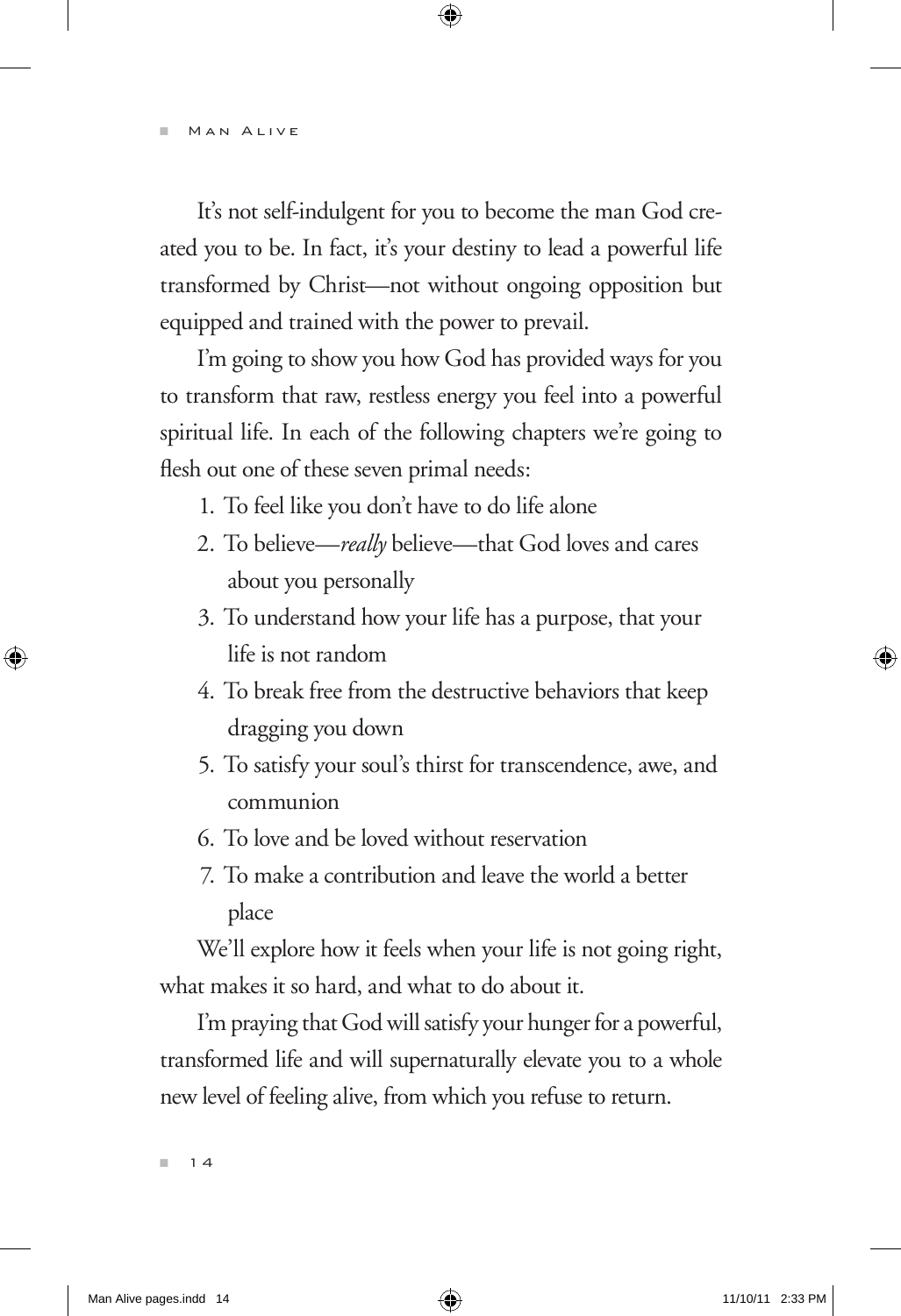It's not self-indulgent for you to become the man God created you to be. In fact, it's your destiny to lead a powerful life transformed by Christ—not without ongoing opposition but equipped and trained with the power to prevail.

I'm going to show you how God has provided ways for you to transform that raw, restless energy you feel into a powerful spiritual life. In each of the following chapters we're going to flesh out one of these seven primal needs:

1. To feel like you don't have to do life alone
2. To believe—*really* believe—that God loves and cares about you personally
3. To understand how your life has a purpose, that your life is not random
4. To break free from the destructive behaviors that keep dragging you down
5. To satisfy your soul's thirst for transcendence, awe, and communion
6. To love and be loved without reservation
7. To make a contribution and leave the world a better place

We'll explore how it feels when your life is not going right, what makes it so hard, and what to do about it.

I'm praying that God will satisfy your hunger for a powerful, transformed life and will supernaturally elevate you to a whole new level of feeling alive, from which you refuse to return.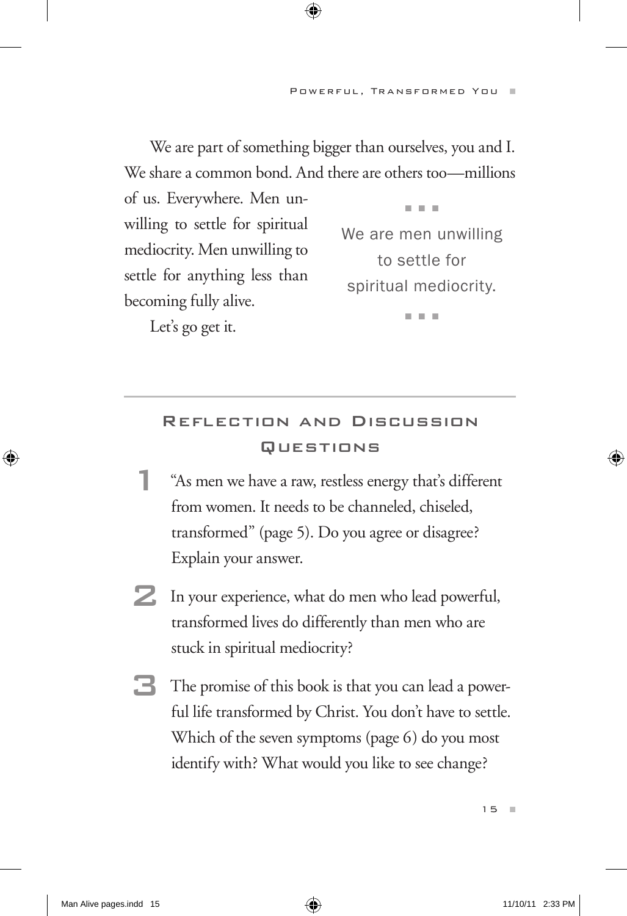We are part of something bigger than ourselves, you and I. We share a common bond. And there are others too—millions of us. Everywhere. Men unwilling to settle for spiritual mediocrity. Men unwilling to settle for anything less than becoming fully alive.

> We are men unwilling to settle for spiritual mediocrity.

Let's go get it.

---

## Reflection and Discussion Questions

1. "As men we have a raw, restless energy that's different from women. It needs to be channeled, chiseled, transformed" (page 5). Do you agree or disagree? Explain your answer.

2. In your experience, what do men who lead powerful, transformed lives do differently than men who are stuck in spiritual mediocrity?

3. The promise of this book is that you can lead a powerful life transformed by Christ. You don't have to settle. Which of the seven symptoms (page 6) do you most identify with? What would you like to see change?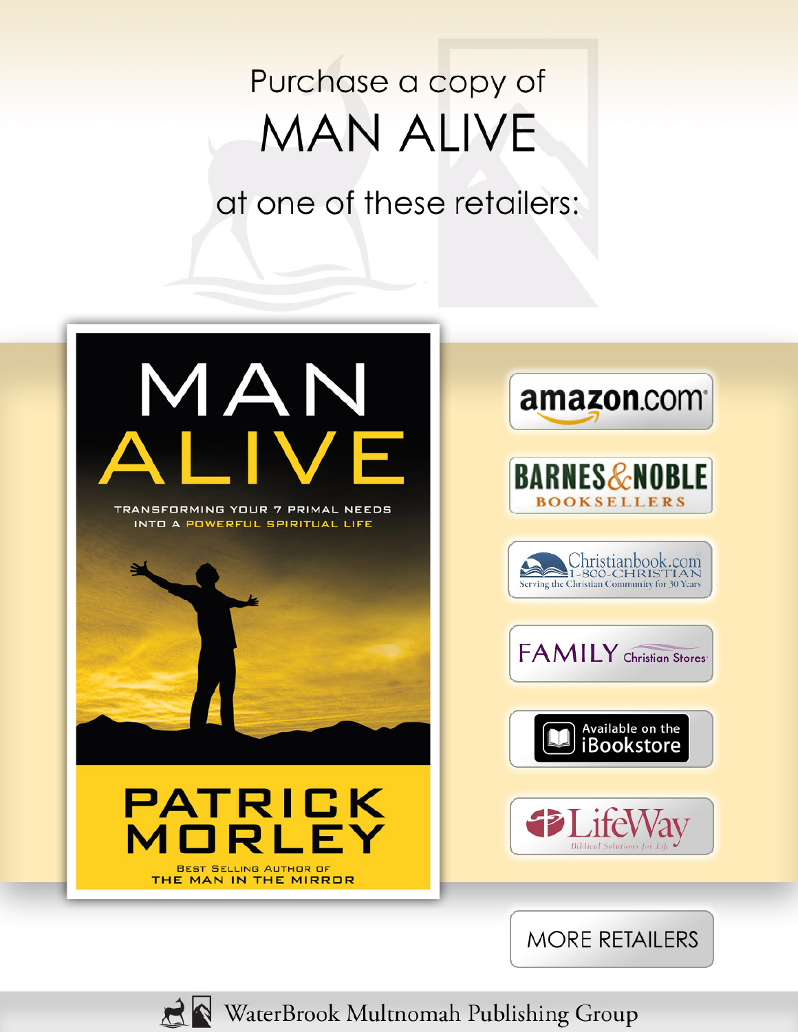Purchase a copy of

# MAN ALIVE

at one of these retailers:

MAN ALIVE

TRANSFORMING YOUR 7 PRIMAL NEEDS INTO A POWERFUL SPIRITUAL LIFE

PATRICK MORLEY

BEST SELLING AUTHOR OF THE MAN IN THE MIRROR

amazon.com

BARNES & NOBLE BOOKSELLERS

Christianbook.com 1-800-CHRISTIAN Serving the Christian Community for 30 Years

FAMILY Christian Stores

Available on the iBookstore

LifeWay Biblical Solutions for Life

MORE RETAILERS

WaterBrook Multnomah Publishing Group